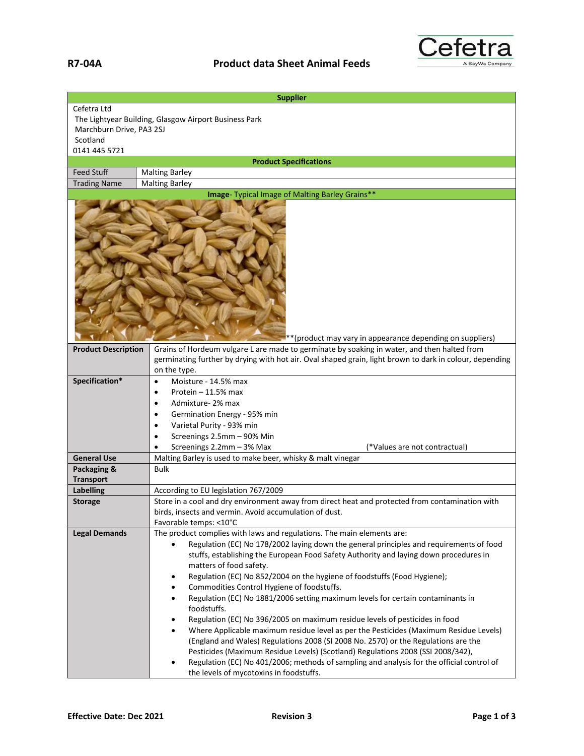**R7-04A** **Product data Sheet Animal Feeds**

Cefetra
A BayWa Company

| **Supplier** | |
|---|---|
| Cefetra Ltd<br>The Lightyear Building, Glasgow Airport Business Park<br>Marchburn Drive, PA3 2SJ<br>Scotland<br>0141 445 5721 | |
| **Product Specifications** | |
| Feed Stuff | Malting Barley |
| Trading Name | Malting Barley |
| **Image**- Typical Image of Malting Barley Grains** | |
| **(product may vary in appearance depending on suppliers) | |
| **Product Description** | Grains of Hordeum vulgare L are made to germinate by soaking in water, and then halted from germinating further by drying with hot air. Oval shaped grain, light brown to dark in colour, depending on the type. |
| **Specification*** | • Moisture - 14.5% max<br>• Protein – 11.5% max<br>• Admixture- 2% max<br>• Germination Energy - 95% min<br>• Varietal Purity - 93% min<br>• Screenings 2.5mm – 90% Min<br>• Screenings 2.2mm – 3% Max (*Values are not contractual) |
| **General Use** | Malting Barley is used to make beer, whisky & malt vinegar |
| **Packaging & Transport** | Bulk |
| **Labelling** | According to EU legislation 767/2009 |
| **Storage** | Store in a cool and dry environment away from direct heat and protected from contamination with birds, insects and vermin. Avoid accumulation of dust.<br>Favorable temps: <10°C |
| **Legal Demands** | The product complies with laws and regulations. The main elements are:<br>• Regulation (EC) No 178/2002 laying down the general principles and requirements of food stuffs, establishing the European Food Safety Authority and laying down procedures in matters of food safety.<br>• Regulation (EC) No 852/2004 on the hygiene of foodstuffs (Food Hygiene);<br>• Commodities Control Hygiene of foodstuffs.<br>• Regulation (EC) No 1881/2006 setting maximum levels for certain contaminants in foodstuffs.<br>• Regulation (EC) No 396/2005 on maximum residue levels of pesticides in food<br>• Where Applicable maximum residue level as per the Pesticides (Maximum Residue Levels) (England and Wales) Regulations 2008 (SI 2008 No. 2570) or the Regulations are the Pesticides (Maximum Residue Levels) (Scotland) Regulations 2008 (SSI 2008/342),<br>• Regulation (EC) No 401/2006; methods of sampling and analysis for the official control of the levels of mycotoxins in foodstuffs. |

**Effective Date: Dec 2021** **Revision 3**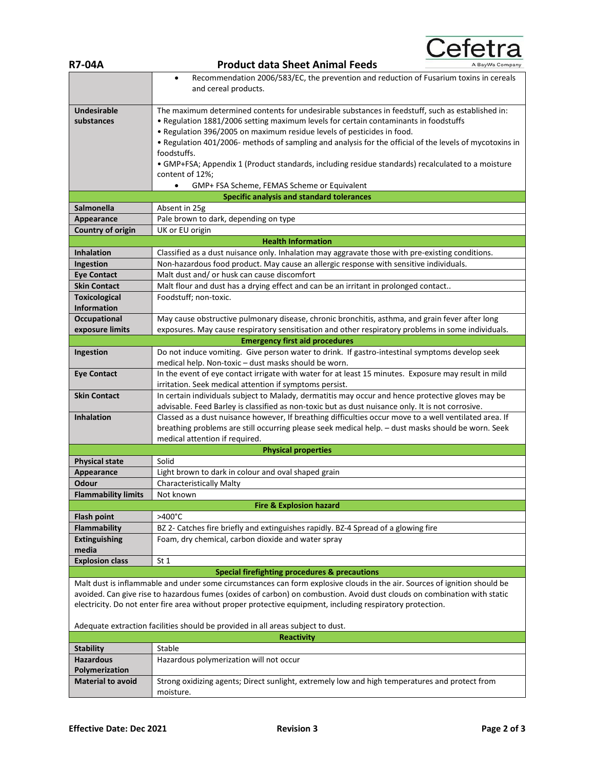| | |
|---|---|
| | • Recommendation 2006/583/EC, the prevention and reduction of Fusarium toxins in cereals and cereal products. |
| **Undesirable substances** | The maximum determined contents for undesirable substances in feedstuff, such as established in:<br>• Regulation 1881/2006 setting maximum levels for certain contaminants in foodstuffs<br>• Regulation 396/2005 on maximum residue levels of pesticides in food.<br>• Regulation 401/2006- methods of sampling and analysis for the official of the levels of mycotoxins in foodstuffs.<br>• GMP+FSA; Appendix 1 (Product standards, including residue standards) recalculated to a moisture content of 12%;<br>• GMP+ FSA Scheme, FEMAS Scheme or Equivalent |
| **Specific analysis and standard tolerances** | |
| **Salmonella** | Absent in 25g |
| **Appearance** | Pale brown to dark, depending on type |
| **Country of origin** | UK or EU origin |
| **Health Information** | |
| **Inhalation** | Classified as a dust nuisance only. Inhalation may aggravate those with pre-existing conditions. |
| **Ingestion** | Non-hazardous food product. May cause an allergic response with sensitive individuals. |
| **Eye Contact** | Malt dust and/ or husk can cause discomfort |
| **Skin Contact** | Malt flour and dust has a drying effect and can be an irritant in prolonged contact.. |
| **Toxicological Information** | Foodstuff; non-toxic. |
| **Occupational exposure limits** | May cause obstructive pulmonary disease, chronic bronchitis, asthma, and grain fever after long exposures. May cause respiratory sensitisation and other respiratory problems in some individuals. |
| **Emergency first aid procedures** | |
| **Ingestion** | Do not induce vomiting. Give person water to drink. If gastro-intestinal symptoms develop seek medical help. Non-toxic – dust masks should be worn. |
| **Eye Contact** | In the event of eye contact irrigate with water for at least 15 minutes. Exposure may result in mild irritation. Seek medical attention if symptoms persist. |
| **Skin Contact** | In certain individuals subject to Malady, dermatitis may occur and hence protective gloves may be advisable. Feed Barley is classified as non-toxic but as dust nuisance only. It is not corrosive. |
| **Inhalation** | Classed as a dust nuisance however, If breathing difficulties occur move to a well ventilated area. If breathing problems are still occurring please seek medical help. – dust masks should be worn. Seek medical attention if required. |
| **Physical properties** | |
| **Physical state** | Solid |
| **Appearance** | Light brown to dark in colour and oval shaped grain |
| **Odour** | Characteristically Malty |
| **Flammability limits** | Not known |
| **Fire & Explosion hazard** | |
| **Flash point** | >400°C |
| **Flammability** | BZ 2- Catches fire briefly and extinguishes rapidly. BZ-4 Spread of a glowing fire |
| **Extinguishing media** | Foam, dry chemical, carbon dioxide and water spray |
| **Explosion class** | St 1 |
| **Special firefighting procedures & precautions** | |
| Malt dust is inflammable and under some circumstances can form explosive clouds in the air. Sources of ignition should be avoided. Can give rise to hazardous fumes (oxides of carbon) on combustion. Avoid dust clouds on combination with static electricity. Do not enter fire area without proper protective equipment, including respiratory protection.<br><br>Adequate extraction facilities should be provided in all areas subject to dust. | |
| **Reactivity** | |
| **Stability** | Stable |
| **Hazardous Polymerization** | Hazardous polymerization will not occur |
| **Material to avoid** | Strong oxidizing agents; Direct sunlight, extremely low and high temperatures and protect from moisture. |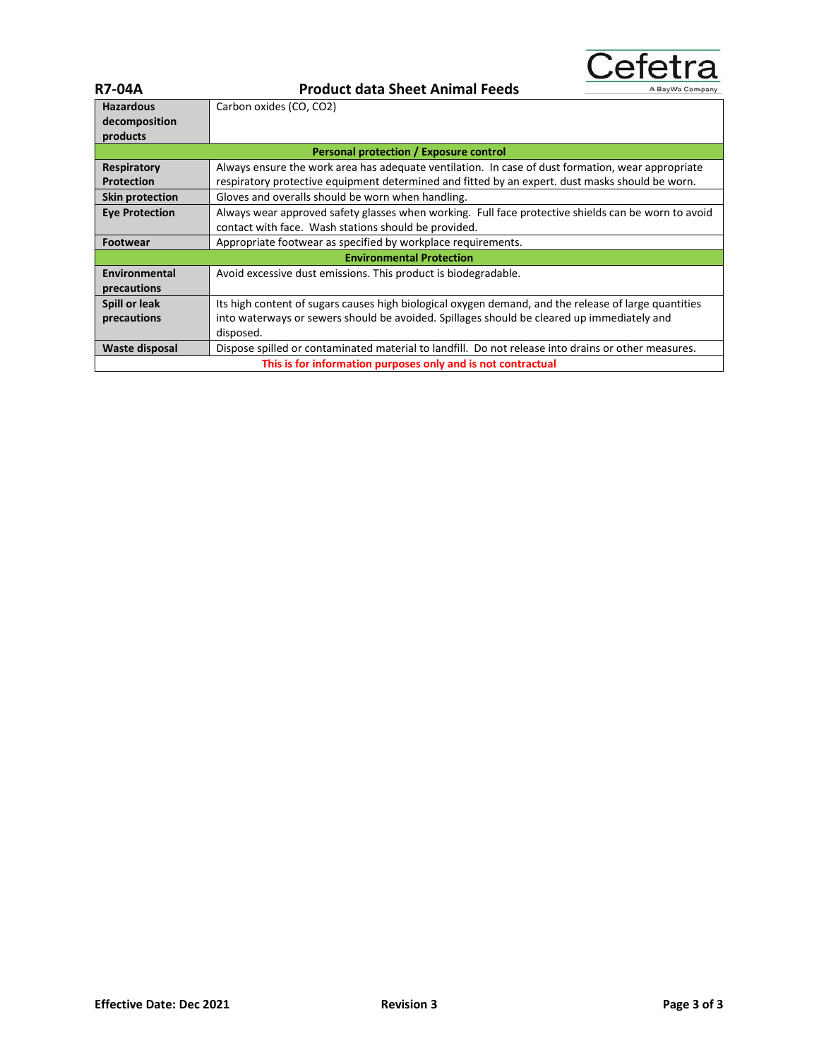| | |
|---|---|
| **Hazardous decomposition products** | Carbon oxides (CO, CO2) |
| **Personal protection / Exposure control** | |
| **Respiratory Protection** | Always ensure the work area has adequate ventilation. In case of dust formation, wear appropriate respiratory protective equipment determined and fitted by an expert. dust masks should be worn. |
| **Skin protection** | Gloves and overalls should be worn when handling. |
| **Eye Protection** | Always wear approved safety glasses when working. Full face protective shields can be worn to avoid contact with face. Wash stations should be provided. |
| **Footwear** | Appropriate footwear as specified by workplace requirements. |
| **Environmental Protection** | |
| **Environmental precautions** | Avoid excessive dust emissions. This product is biodegradable. |
| **Spill or leak precautions** | Its high content of sugars causes high biological oxygen demand, and the release of large quantities into waterways or sewers should be avoided. Spillages should be cleared up immediately and disposed. |
| **Waste disposal** | Dispose spilled or contaminated material to landfill. Do not release into drains or other measures. |

**This is for information purposes only and is not contractual**